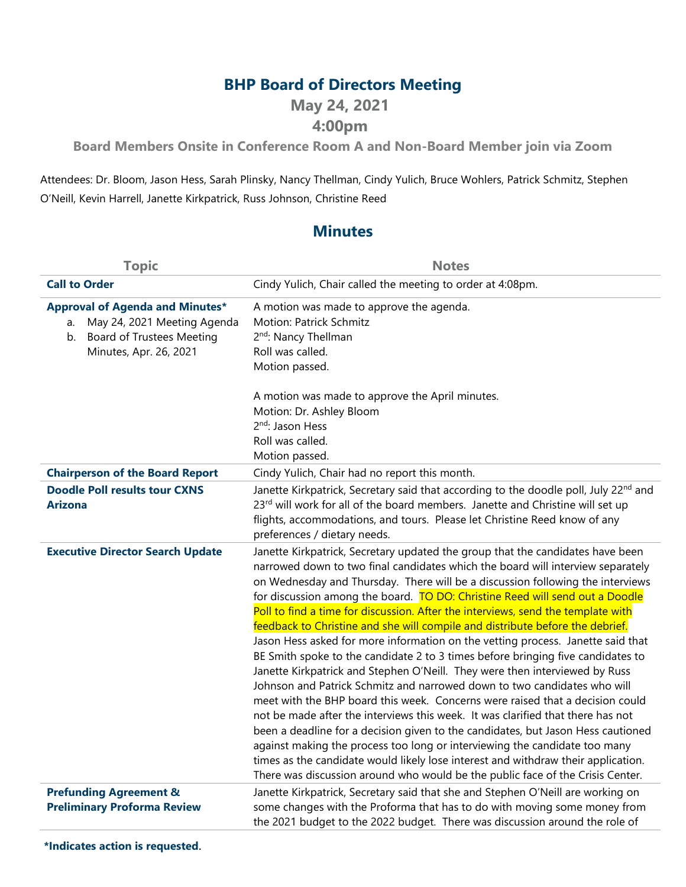# BHP Board of Directors Meeting

## May 24, 2021

## 4:00pm

### Board Members Onsite in Conference Room A and Non-Board Member join via Zoom

Attendees: Dr. Bloom, Jason Hess, Sarah Plinsky, Nancy Thellman, Cindy Yulich, Bruce Wohlers, Patrick Schmitz, Stephen O'Neill, Kevin Harrell, Janette Kirkpatrick, Russ Johnson, Christine Reed

## Minutes

| Topic | Notes |
|---|---|
| **Call to Order** | Cindy Yulich, Chair called the meeting to order at 4:08pm. |
| **Approval of Agenda and Minutes*** <br> a. May 24, 2021 Meeting Agenda <br> b. Board of Trustees Meeting Minutes, Apr. 26, 2021 | A motion was made to approve the agenda. <br> Motion: Patrick Schmitz <br> 2nd: Nancy Thellman <br> Roll was called. <br> Motion passed. <br><br> A motion was made to approve the April minutes. <br> Motion: Dr. Ashley Bloom <br> 2nd: Jason Hess <br> Roll was called. <br> Motion passed. |
| **Chairperson of the Board Report** | Cindy Yulich, Chair had no report this month. |
| **Doodle Poll results tour CXNS Arizona** | Janette Kirkpatrick, Secretary said that according to the doodle poll, July 22nd and 23rd will work for all of the board members. Janette and Christine will set up flights, accommodations, and tours. Please let Christine Reed know of any preferences / dietary needs. |
| **Executive Director Search Update** | Janette Kirkpatrick, Secretary updated the group that the candidates have been narrowed down to two final candidates which the board will interview separately on Wednesday and Thursday. There will be a discussion following the interviews for discussion among the board. TO DO: Christine Reed will send out a Doodle Poll to find a time for discussion. After the interviews, send the template with feedback to Christine and she will compile and distribute before the debrief. Jason Hess asked for more information on the vetting process. Janette said that BE Smith spoke to the candidate 2 to 3 times before bringing five candidates to Janette Kirkpatrick and Stephen O'Neill. They were then interviewed by Russ Johnson and Patrick Schmitz and narrowed down to two candidates who will meet with the BHP board this week. Concerns were raised that a decision could not be made after the interviews this week. It was clarified that there has not been a deadline for a decision given to the candidates, but Jason Hess cautioned against making the process too long or interviewing the candidate too many times as the candidate would likely lose interest and withdraw their application. There was discussion around who would be the public face of the Crisis Center. |
| **Prefunding Agreement & Preliminary Proforma Review** | Janette Kirkpatrick, Secretary said that she and Stephen O'Neill are working on some changes with the Proforma that has to do with moving some money from the 2021 budget to the 2022 budget. There was discussion around the role of |

***Indicates action is requested.**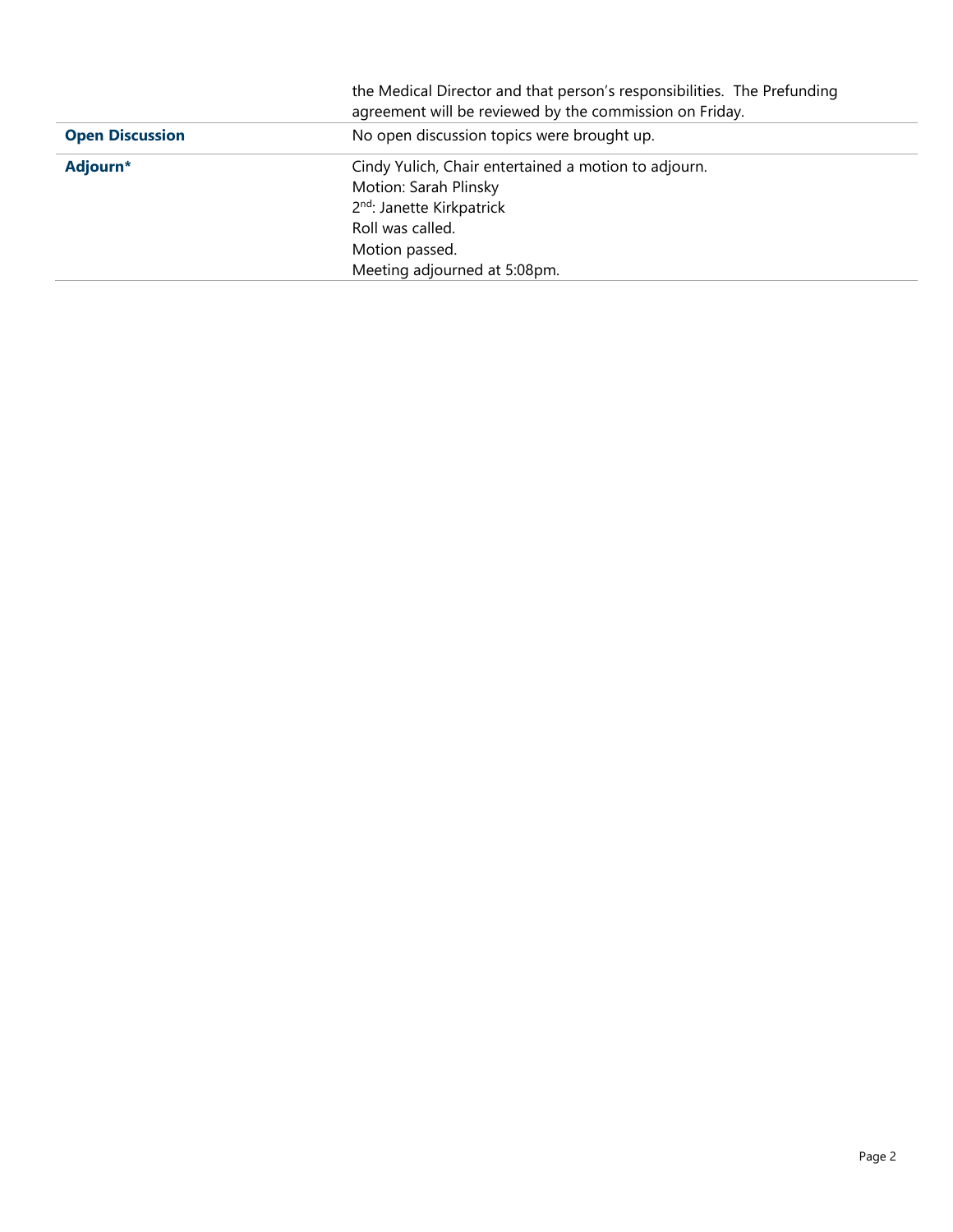| | |
|---|---|
| | the Medical Director and that person's responsibilities. The Prefunding agreement will be reviewed by the commission on Friday. |
| **Open Discussion** | No open discussion topics were brought up. |
| **Adjourn*** | Cindy Yulich, Chair entertained a motion to adjourn.<br>Motion: Sarah Plinsky<br>2nd: Janette Kirkpatrick<br>Roll was called.<br>Motion passed.<br>Meeting adjourned at 5:08pm. |